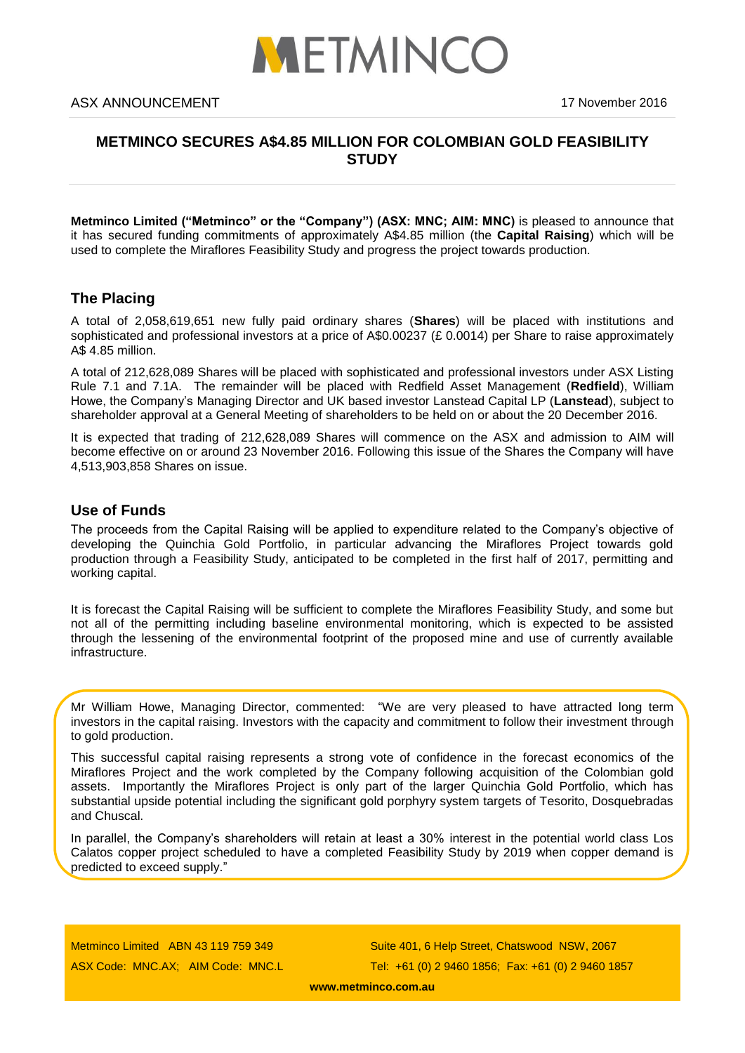METMINCO

ASX ANNOUNCEMENT

17 November 2016

# METMINCO SECURES A$4.85 MILLION FOR COLOMBIAN GOLD FEASIBILITY STUDY

**Metminco Limited ("Metminco" or the "Company") (ASX: MNC; AIM: MNC)** is pleased to announce that it has secured funding commitments of approximately A$4.85 million (the **Capital Raising**) which will be used to complete the Miraflores Feasibility Study and progress the project towards production.

## The Placing

A total of 2,058,619,651 new fully paid ordinary shares (**Shares**) will be placed with institutions and sophisticated and professional investors at a price of A$0.00237 (£ 0.0014) per Share to raise approximately A$ 4.85 million.

A total of 212,628,089 Shares will be placed with sophisticated and professional investors under ASX Listing Rule 7.1 and 7.1A. The remainder will be placed with Redfield Asset Management (**Redfield**), William Howe, the Company's Managing Director and UK based investor Lanstead Capital LP (**Lanstead**), subject to shareholder approval at a General Meeting of shareholders to be held on or about the 20 December 2016.

It is expected that trading of 212,628,089 Shares will commence on the ASX and admission to AIM will become effective on or around 23 November 2016. Following this issue of the Shares the Company will have 4,513,903,858 Shares on issue.

## Use of Funds

The proceeds from the Capital Raising will be applied to expenditure related to the Company's objective of developing the Quinchia Gold Portfolio, in particular advancing the Miraflores Project towards gold production through a Feasibility Study, anticipated to be completed in the first half of 2017, permitting and working capital.

It is forecast the Capital Raising will be sufficient to complete the Miraflores Feasibility Study, and some but not all of the permitting including baseline environmental monitoring, which is expected to be assisted through the lessening of the environmental footprint of the proposed mine and use of currently available infrastructure.

Mr William Howe, Managing Director, commented: "We are very pleased to have attracted long term investors in the capital raising. Investors with the capacity and commitment to follow their investment through to gold production.

This successful capital raising represents a strong vote of confidence in the forecast economics of the Miraflores Project and the work completed by the Company following acquisition of the Colombian gold assets. Importantly the Miraflores Project is only part of the larger Quinchia Gold Portfolio, which has substantial upside potential including the significant gold porphyry system targets of Tesorito, Dosquebradas and Chuscal.

In parallel, the Company's shareholders will retain at least a 30% interest in the potential world class Los Calatos copper project scheduled to have a completed Feasibility Study by 2019 when copper demand is predicted to exceed supply."

Metminco Limited ABN 43 119 759 349
ASX Code: MNC.AX; AIM Code: MNC.L
Suite 401, 6 Help Street, Chatswood NSW, 2067
Tel: +61 (0) 2 9460 1856; Fax: +61 (0) 2 9460 1857
**www.metminco.com.au**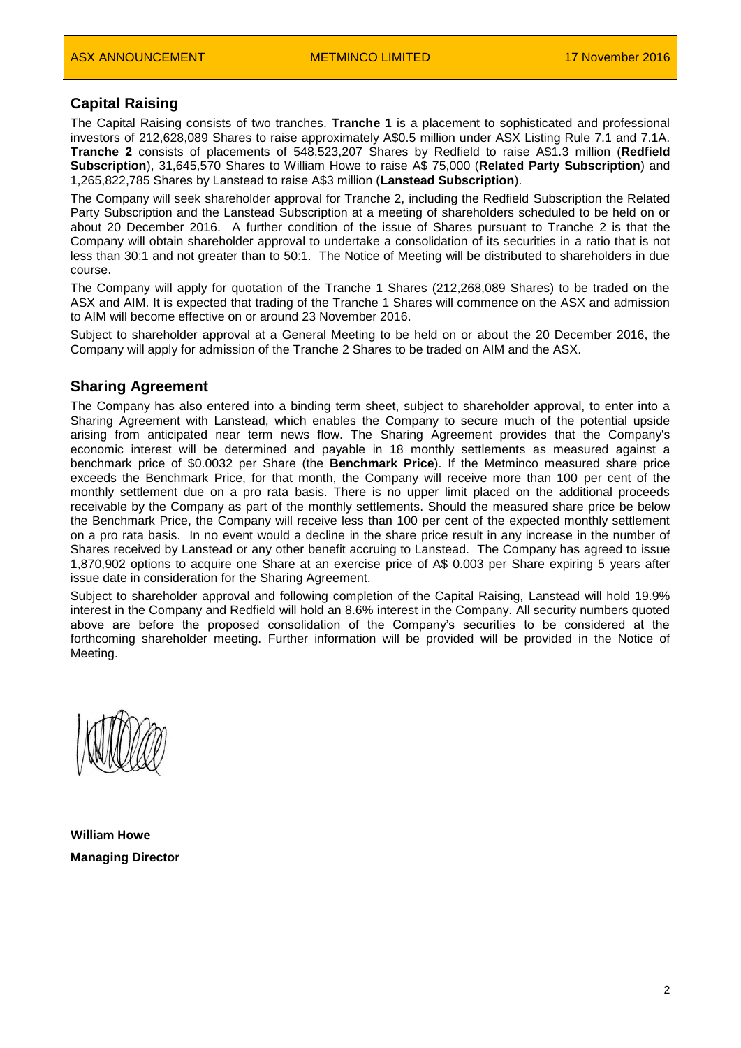## Capital Raising

The Capital Raising consists of two tranches. **Tranche 1** is a placement to sophisticated and professional investors of 212,628,089 Shares to raise approximately A$0.5 million under ASX Listing Rule 7.1 and 7.1A. **Tranche 2** consists of placements of 548,523,207 Shares by Redfield to raise A$1.3 million (**Redfield Subscription**), 31,645,570 Shares to William Howe to raise A$ 75,000 (**Related Party Subscription**) and 1,265,822,785 Shares by Lanstead to raise A$3 million (**Lanstead Subscription**).

The Company will seek shareholder approval for Tranche 2, including the Redfield Subscription the Related Party Subscription and the Lanstead Subscription at a meeting of shareholders scheduled to be held on or about 20 December 2016. A further condition of the issue of Shares pursuant to Tranche 2 is that the Company will obtain shareholder approval to undertake a consolidation of its securities in a ratio that is not less than 30:1 and not greater than to 50:1. The Notice of Meeting will be distributed to shareholders in due course.

The Company will apply for quotation of the Tranche 1 Shares (212,268,089 Shares) to be traded on the ASX and AIM. It is expected that trading of the Tranche 1 Shares will commence on the ASX and admission to AIM will become effective on or around 23 November 2016.

Subject to shareholder approval at a General Meeting to be held on or about the 20 December 2016, the Company will apply for admission of the Tranche 2 Shares to be traded on AIM and the ASX.

## Sharing Agreement

The Company has also entered into a binding term sheet, subject to shareholder approval, to enter into a Sharing Agreement with Lanstead, which enables the Company to secure much of the potential upside arising from anticipated near term news flow. The Sharing Agreement provides that the Company's economic interest will be determined and payable in 18 monthly settlements as measured against a benchmark price of $0.0032 per Share (the **Benchmark Price**). If the Metminco measured share price exceeds the Benchmark Price, for that month, the Company will receive more than 100 per cent of the monthly settlement due on a pro rata basis. There is no upper limit placed on the additional proceeds receivable by the Company as part of the monthly settlements. Should the measured share price be below the Benchmark Price, the Company will receive less than 100 per cent of the expected monthly settlement on a pro rata basis. In no event would a decline in the share price result in any increase in the number of Shares received by Lanstead or any other benefit accruing to Lanstead. The Company has agreed to issue 1,870,902 options to acquire one Share at an exercise price of A$ 0.003 per Share expiring 5 years after issue date in consideration for the Sharing Agreement.

Subject to shareholder approval and following completion of the Capital Raising, Lanstead will hold 19.9% interest in the Company and Redfield will hold an 8.6% interest in the Company. All security numbers quoted above are before the proposed consolidation of the Company's securities to be considered at the forthcoming shareholder meeting. Further information will be provided will be provided in the Notice of Meeting.

**William Howe**
**Managing Director**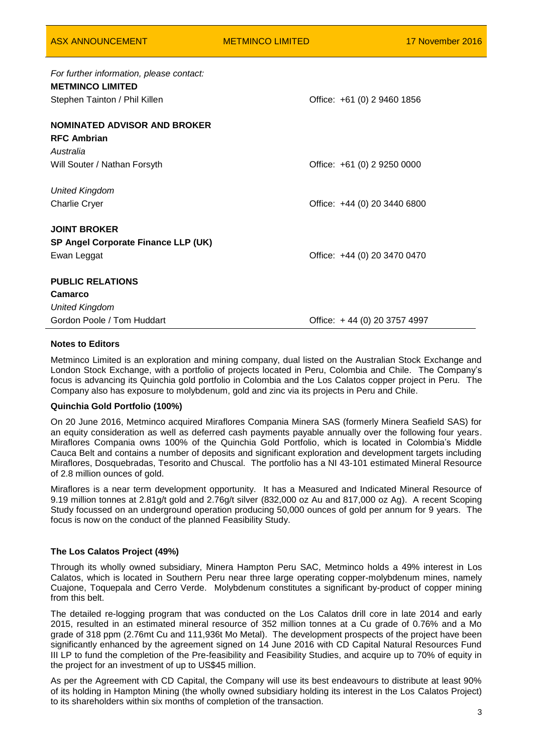*For further information, please contact:*

**METMINCO LIMITED**

Stephen Tainton / Phil Killen — Office: +61 (0) 2 9460 1856

**NOMINATED ADVISOR AND BROKER**

**RFC Ambrian**

*Australia*

Will Souter / Nathan Forsyth — Office: +61 (0) 2 9250 0000

*United Kingdom*

Charlie Cryer — Office: +44 (0) 20 3440 6800

**JOINT BROKER**

**SP Angel Corporate Finance LLP (UK)**

Ewan Leggat — Office: +44 (0) 20 3470 0470

**PUBLIC RELATIONS**

**Camarco**

*United Kingdom*

Gordon Poole / Tom Huddart — Office: + 44 (0) 20 3757 4997

**Notes to Editors**

Metminco Limited is an exploration and mining company, dual listed on the Australian Stock Exchange and London Stock Exchange, with a portfolio of projects located in Peru, Colombia and Chile. The Company's focus is advancing its Quinchia gold portfolio in Colombia and the Los Calatos copper project in Peru. The Company also has exposure to molybdenum, gold and zinc via its projects in Peru and Chile.

**Quinchia Gold Portfolio (100%)**

On 20 June 2016, Metminco acquired Miraflores Compania Minera SAS (formerly Minera Seafield SAS) for an equity consideration as well as deferred cash payments payable annually over the following four years. Miraflores Compania owns 100% of the Quinchia Gold Portfolio, which is located in Colombia's Middle Cauca Belt and contains a number of deposits and significant exploration and development targets including Miraflores, Dosquebradas, Tesorito and Chuscal. The portfolio has a NI 43-101 estimated Mineral Resource of 2.8 million ounces of gold.

Miraflores is a near term development opportunity. It has a Measured and Indicated Mineral Resource of 9.19 million tonnes at 2.81g/t gold and 2.76g/t silver (832,000 oz Au and 817,000 oz Ag). A recent Scoping Study focussed on an underground operation producing 50,000 ounces of gold per annum for 9 years. The focus is now on the conduct of the planned Feasibility Study.

**The Los Calatos Project (49%)**

Through its wholly owned subsidiary, Minera Hampton Peru SAC, Metminco holds a 49% interest in Los Calatos, which is located in Southern Peru near three large operating copper-molybdenum mines, namely Cuajone, Toquepala and Cerro Verde. Molybdenum constitutes a significant by-product of copper mining from this belt.

The detailed re-logging program that was conducted on the Los Calatos drill core in late 2014 and early 2015, resulted in an estimated mineral resource of 352 million tonnes at a Cu grade of 0.76% and a Mo grade of 318 ppm (2.76mt Cu and 111,936t Mo Metal). The development prospects of the project have been significantly enhanced by the agreement signed on 14 June 2016 with CD Capital Natural Resources Fund III LP to fund the completion of the Pre-feasibility and Feasibility Studies, and acquire up to 70% of equity in the project for an investment of up to US$45 million.

As per the Agreement with CD Capital, the Company will use its best endeavours to distribute at least 90% of its holding in Hampton Mining (the wholly owned subsidiary holding its interest in the Los Calatos Project) to its shareholders within six months of completion of the transaction.